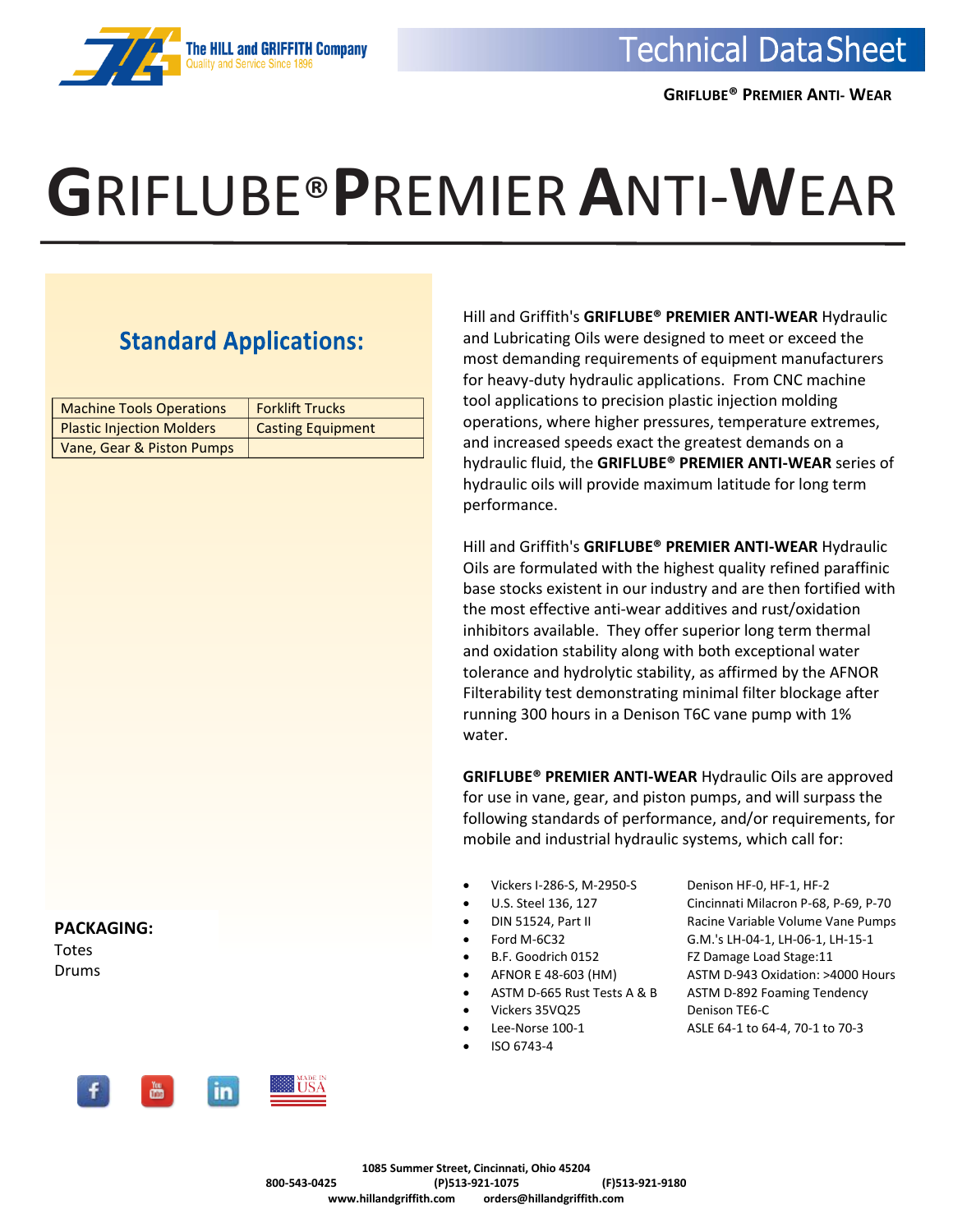# GRIFLUBE® PREMIER ANTI-WEAR

## Standard Applications:

| Machine Tools Operations | Forklift Trucks |
|---|---|
| Plastic Injection Molders | Casting Equipment |
| Vane, Gear & Piston Pumps | |

**PACKAGING:**

Totes

Drums

Hill and Griffith's **GRIFLUBE® PREMIER ANTI-WEAR** Hydraulic and Lubricating Oils were designed to meet or exceed the most demanding requirements of equipment manufacturers for heavy-duty hydraulic applications. From CNC machine tool applications to precision plastic injection molding operations, where higher pressures, temperature extremes, and increased speeds exact the greatest demands on a hydraulic fluid, the **GRIFLUBE® PREMIER ANTI-WEAR** series of hydraulic oils will provide maximum latitude for long term performance.

Hill and Griffith's **GRIFLUBE® PREMIER ANTI-WEAR** Hydraulic Oils are formulated with the highest quality refined paraffinic base stocks existent in our industry and are then fortified with the most effective anti-wear additives and rust/oxidation inhibitors available. They offer superior long term thermal and oxidation stability along with both exceptional water tolerance and hydrolytic stability, as affirmed by the AFNOR Filterability test demonstrating minimal filter blockage after running 300 hours in a Denison T6C vane pump with 1% water.

**GRIFLUBE® PREMIER ANTI-WEAR** Hydraulic Oils are approved for use in vane, gear, and piston pumps, and will surpass the following standards of performance, and/or requirements, for mobile and industrial hydraulic systems, which call for:

- Vickers I-286-S, M-2950-S
- U.S. Steel 136, 127
- DIN 51524, Part II
- Ford M-6C32
- B.F. Goodrich 0152
- AFNOR E 48-603 (HM)
- ASTM D-665 Rust Tests A & B
- Vickers 35VQ25
- Lee-Norse 100-1
- ISO 6743-4
- Denison HF-0, HF-1, HF-2
- Cincinnati Milacron P-68, P-69, P-70
- Racine Variable Volume Vane Pumps
- G.M.'s LH-04-1, LH-06-1, LH-15-1
- FZ Damage Load Stage:11
- ASTM D-943 Oxidation: >4000 Hours
- ASTM D-892 Foaming Tendency
- Denison TE6-C
- ASLE 64-1 to 64-4, 70-1 to 70-3

1085 Summer Street, Cincinnati, Ohio 45204

800-543-0425 (P)513-921-1075 (F)513-921-9180

www.hillandgriffith.com orders@hillandgriffith.com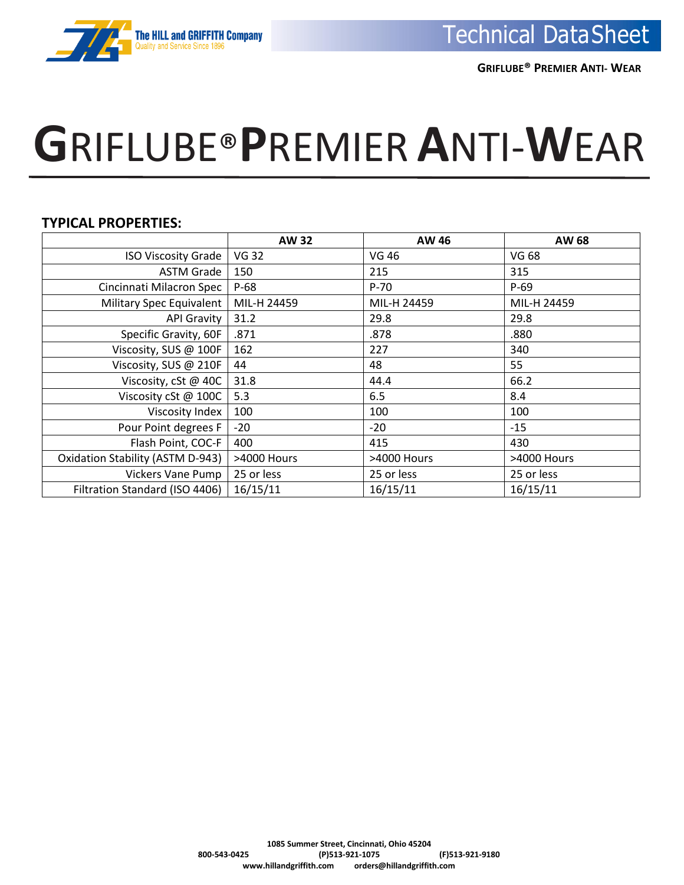# GRIFLUBE® PREMIER ANTI-WEAR

**TYPICAL PROPERTIES:**

| | AW 32 | AW 46 | AW 68 |
|---|---|---|---|
| ISO Viscosity Grade | VG 32 | VG 46 | VG 68 |
| ASTM Grade | 150 | 215 | 315 |
| Cincinnati Milacron Spec | P-68 | P-70 | P-69 |
| Military Spec Equivalent | MIL-H 24459 | MIL-H 24459 | MIL-H 24459 |
| API Gravity | 31.2 | 29.8 | 29.8 |
| Specific Gravity, 60F | .871 | .878 | .880 |
| Viscosity, SUS @ 100F | 162 | 227 | 340 |
| Viscosity, SUS @ 210F | 44 | 48 | 55 |
| Viscosity, cSt @ 40C | 31.8 | 44.4 | 66.2 |
| Viscosity cSt @ 100C | 5.3 | 6.5 | 8.4 |
| Viscosity Index | 100 | 100 | 100 |
| Pour Point degrees F | -20 | -20 | -15 |
| Flash Point, COC-F | 400 | 415 | 430 |
| Oxidation Stability (ASTM D-943) | >4000 Hours | >4000 Hours | >4000 Hours |
| Vickers Vane Pump | 25 or less | 25 or less | 25 or less |
| Filtration Standard (ISO 4406) | 16/15/11 | 16/15/11 | 16/15/11 |